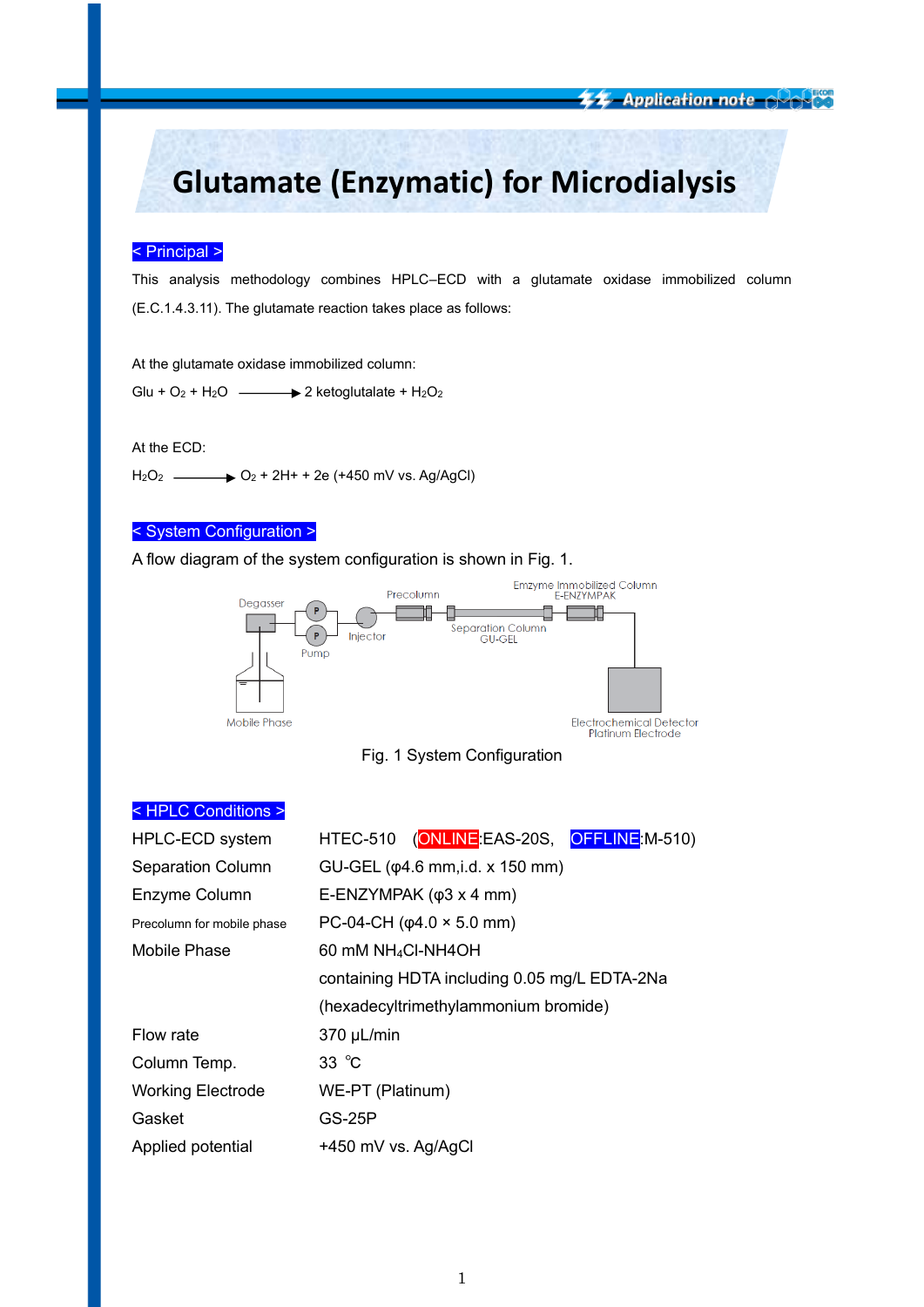# Glutamate (Enzymatic) for Microdialysis

## < Principal >

This analysis methodology combines HPLC–ECD with a glutamate oxidase immobilized column (E.C.1.4.3.11). The glutamate reaction takes place as follows:

At the glutamate oxidase immobilized column:

Glu + $O_2$ + $H_2O$ ⟶ 2 ketoglutlalate + $H_2O_2$

At the ECD:

$H_2O_2$ ⟶ $O_2$ + 2H+ + 2e (+450 mV vs. Ag/AgCl)

## < System Configuration >

A flow diagram of the system configuration is shown in Fig. 1.

Degasser · Pump · Injector · Precolumn · Separation Column GU-GEL · Emzyme Immobilized Column E-ENZYMPAK · Electrochemical Detector Platinum Electrode · Mobile Phase

Fig. 1 System Configuration

## < HPLC Conditions >

| | |
|---|---|
| HPLC-ECD system | HTEC-510 (ONLINE:EAS-20S, OFFLINE:M-510) |
| Separation Column | GU-GEL (φ4.6 mm,i.d. x 150 mm) |
| Enzyme Column | E-ENZYMPAK (φ3 x 4 mm) |
| Precolumn for mobile phase | PC-04-CH (φ4.0 × 5.0 mm) |
| Mobile Phase | 60 mM $NH_4Cl$-NH4OH containing HDTA including 0.05 mg/L EDTA-2Na (hexadecyltrimethylammonium bromide) |
| Flow rate | 370 μL/min |
| Column Temp. | 33 ℃ |
| Working Electrode | WE-PT (Platinum) |
| Gasket | GS-25P |
| Applied potential | +450 mV vs. Ag/AgCl |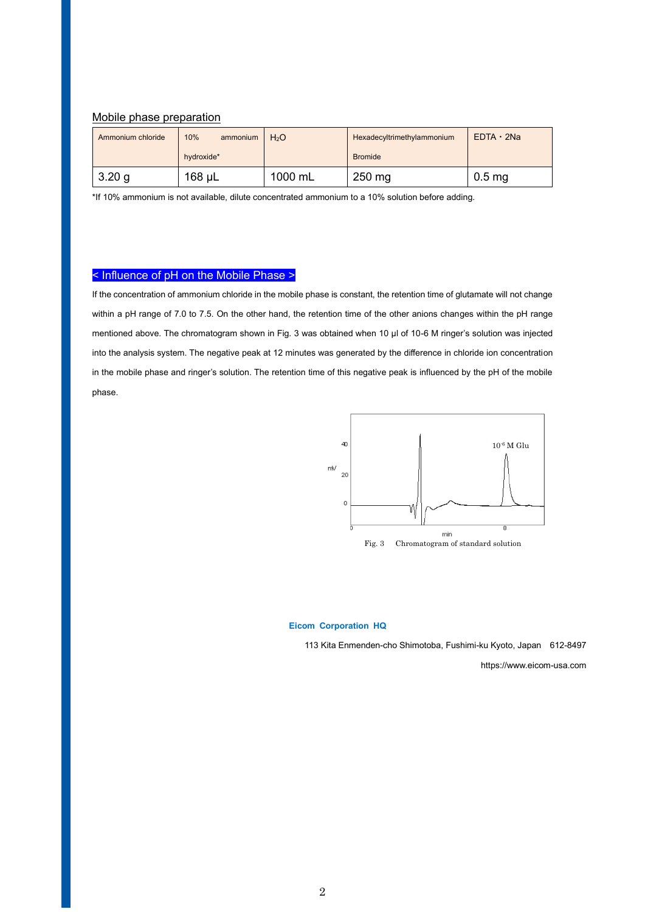## Mobile phase preparation

| Ammonium chloride | 10% ammonium hydroxide* | $H_2O$ | Hexadecyltrimethylammonium Bromide | EDTA・2Na |
|---|---|---|---|---|
| 3.20 g | 168 μL | 1000 mL | 250 mg | 0.5 mg |

*If 10% ammonium is not available, dilute concentrated ammonium to a 10% solution before adding.

## < Influence of pH on the Mobile Phase >

If the concentration of ammonium chloride in the mobile phase is constant, the retention time of glutamate will not change within a pH range of 7.0 to 7.5. On the other hand, the retention time of the other anions changes within the pH range mentioned above. The chromatogram shown in Fig. 3 was obtained when 10 μl of 10-6 M ringer's solution was injected into the analysis system. The negative peak at 12 minutes was generated by the difference in chloride ion concentration in the mobile phase and ringer's solution. The retention time of this negative peak is influenced by the pH of the mobile phase.

40
mV
20
0
0
min
8
$10^{-6}$ M Glu

Fig. 3 Chromatogram of standard solution

**Eicom Corporation HQ**

113 Kita Enmenden-cho Shimotoba, Fushimi-ku Kyoto, Japan 612-8497

https://www.eicom-usa.com